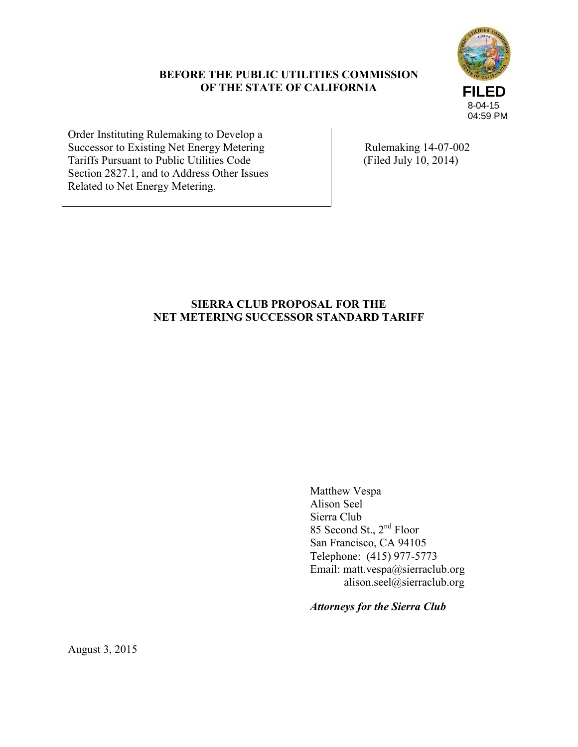**BEFORE THE PUBLIC UTILITIES COMMISSION OF THE STATE OF CALIFORNIA**

FILED
8-04-15
04:59 PM

| | |
|---|---|
| Order Instituting Rulemaking to Develop a Successor to Existing Net Energy Metering Tariffs Pursuant to Public Utilities Code Section 2827.1, and to Address Other Issues Related to Net Energy Metering. | Rulemaking 14-07-002 (Filed July 10, 2014) |

## SIERRA CLUB PROPOSAL FOR THE NET METERING SUCCESSOR STANDARD TARIFF

Matthew Vespa
Alison Seel
Sierra Club
85 Second St., 2nd Floor
San Francisco, CA 94105
Telephone: (415) 977-5773
Email: matt.vespa@sierraclub.org
alison.seel@sierraclub.org

***Attorneys for the Sierra Club***

August 3, 2015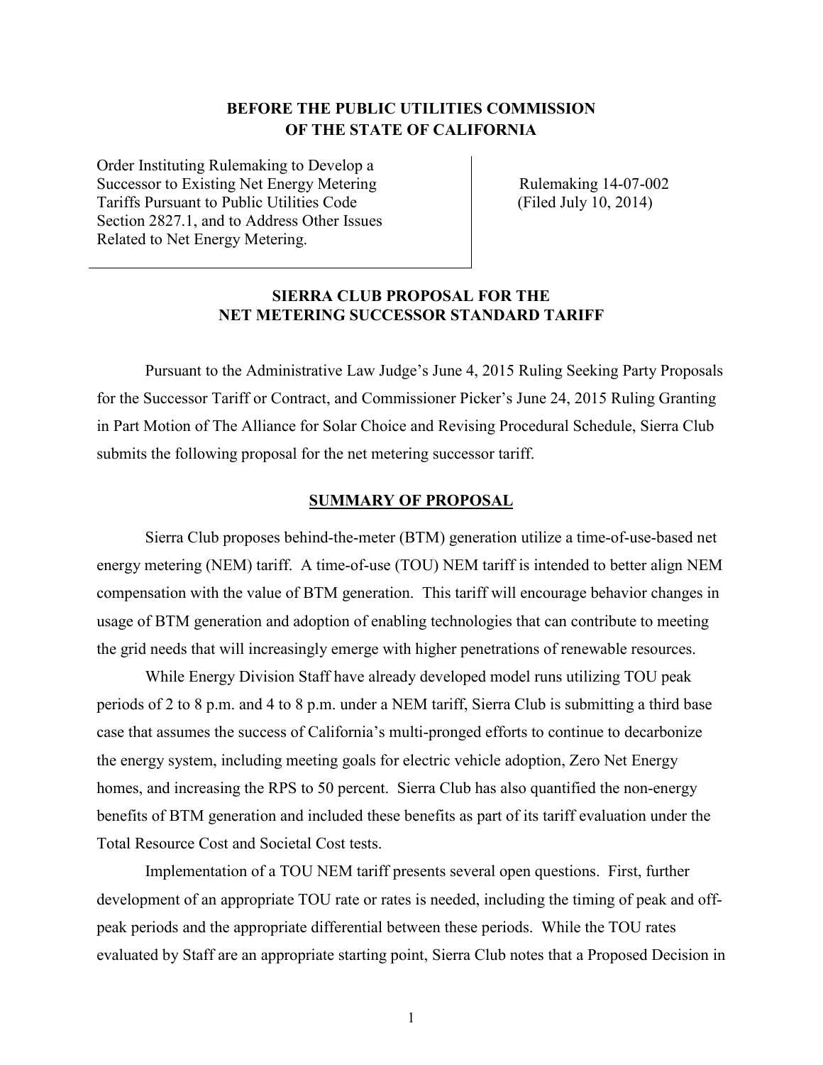**BEFORE THE PUBLIC UTILITIES COMMISSION OF THE STATE OF CALIFORNIA**

| Order Instituting Rulemaking to Develop a Successor to Existing Net Energy Metering Tariffs Pursuant to Public Utilities Code Section 2827.1, and to Address Other Issues Related to Net Energy Metering. | Rulemaking 14-07-002 (Filed July 10, 2014) |
| --- | --- |

**SIERRA CLUB PROPOSAL FOR THE NET METERING SUCCESSOR STANDARD TARIFF**

Pursuant to the Administrative Law Judge's June 4, 2015 Ruling Seeking Party Proposals for the Successor Tariff or Contract, and Commissioner Picker's June 24, 2015 Ruling Granting in Part Motion of The Alliance for Solar Choice and Revising Procedural Schedule, Sierra Club submits the following proposal for the net metering successor tariff.

## SUMMARY OF PROPOSAL

Sierra Club proposes behind-the-meter (BTM) generation utilize a time-of-use-based net energy metering (NEM) tariff. A time-of-use (TOU) NEM tariff is intended to better align NEM compensation with the value of BTM generation. This tariff will encourage behavior changes in usage of BTM generation and adoption of enabling technologies that can contribute to meeting the grid needs that will increasingly emerge with higher penetrations of renewable resources.

While Energy Division Staff have already developed model runs utilizing TOU peak periods of 2 to 8 p.m. and 4 to 8 p.m. under a NEM tariff, Sierra Club is submitting a third base case that assumes the success of California's multi-pronged efforts to continue to decarbonize the energy system, including meeting goals for electric vehicle adoption, Zero Net Energy homes, and increasing the RPS to 50 percent. Sierra Club has also quantified the non-energy benefits of BTM generation and included these benefits as part of its tariff evaluation under the Total Resource Cost and Societal Cost tests.

Implementation of a TOU NEM tariff presents several open questions. First, further development of an appropriate TOU rate or rates is needed, including the timing of peak and off-peak periods and the appropriate differential between these periods. While the TOU rates evaluated by Staff are an appropriate starting point, Sierra Club notes that a Proposed Decision in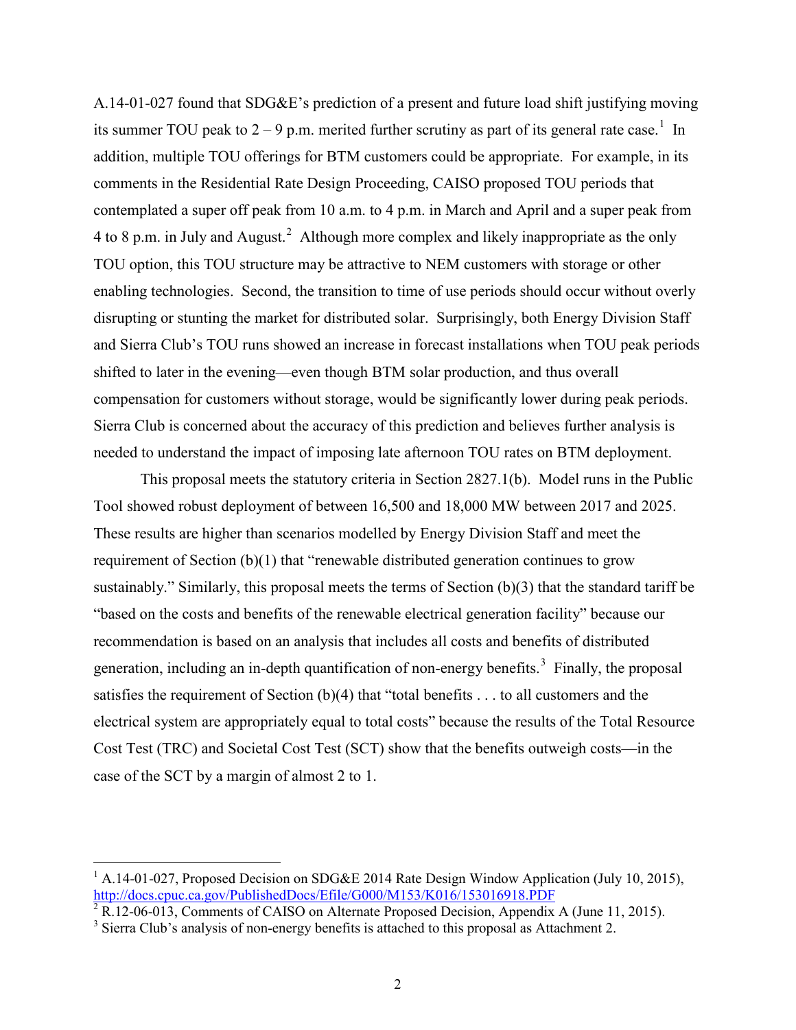A.14-01-027 found that SDG&E's prediction of a present and future load shift justifying moving its summer TOU peak to 2 – 9 p.m. merited further scrutiny as part of its general rate case.[1] In addition, multiple TOU offerings for BTM customers could be appropriate. For example, in its comments in the Residential Rate Design Proceeding, CAISO proposed TOU periods that contemplated a super off peak from 10 a.m. to 4 p.m. in March and April and a super peak from 4 to 8 p.m. in July and August.[2] Although more complex and likely inappropriate as the only TOU option, this TOU structure may be attractive to NEM customers with storage or other enabling technologies. Second, the transition to time of use periods should occur without overly disrupting or stunting the market for distributed solar. Surprisingly, both Energy Division Staff and Sierra Club's TOU runs showed an increase in forecast installations when TOU peak periods shifted to later in the evening—even though BTM solar production, and thus overall compensation for customers without storage, would be significantly lower during peak periods. Sierra Club is concerned about the accuracy of this prediction and believes further analysis is needed to understand the impact of imposing late afternoon TOU rates on BTM deployment.

This proposal meets the statutory criteria in Section 2827.1(b). Model runs in the Public Tool showed robust deployment of between 16,500 and 18,000 MW between 2017 and 2025. These results are higher than scenarios modelled by Energy Division Staff and meet the requirement of Section (b)(1) that "renewable distributed generation continues to grow sustainably." Similarly, this proposal meets the terms of Section (b)(3) that the standard tariff be "based on the costs and benefits of the renewable electrical generation facility" because our recommendation is based on an analysis that includes all costs and benefits of distributed generation, including an in-depth quantification of non-energy benefits.[3] Finally, the proposal satisfies the requirement of Section (b)(4) that "total benefits . . . to all customers and the electrical system are appropriately equal to total costs" because the results of the Total Resource Cost Test (TRC) and Societal Cost Test (SCT) show that the benefits outweigh costs—in the case of the SCT by a margin of almost 2 to 1.

---

[1] A.14-01-027, Proposed Decision on SDG&E 2014 Rate Design Window Application (July 10, 2015), http://docs.cpuc.ca.gov/PublishedDocs/Efile/G000/M153/K016/153016918.PDF

[2] R.12-06-013, Comments of CAISO on Alternate Proposed Decision, Appendix A (June 11, 2015).

[3] Sierra Club's analysis of non-energy benefits is attached to this proposal as Attachment 2.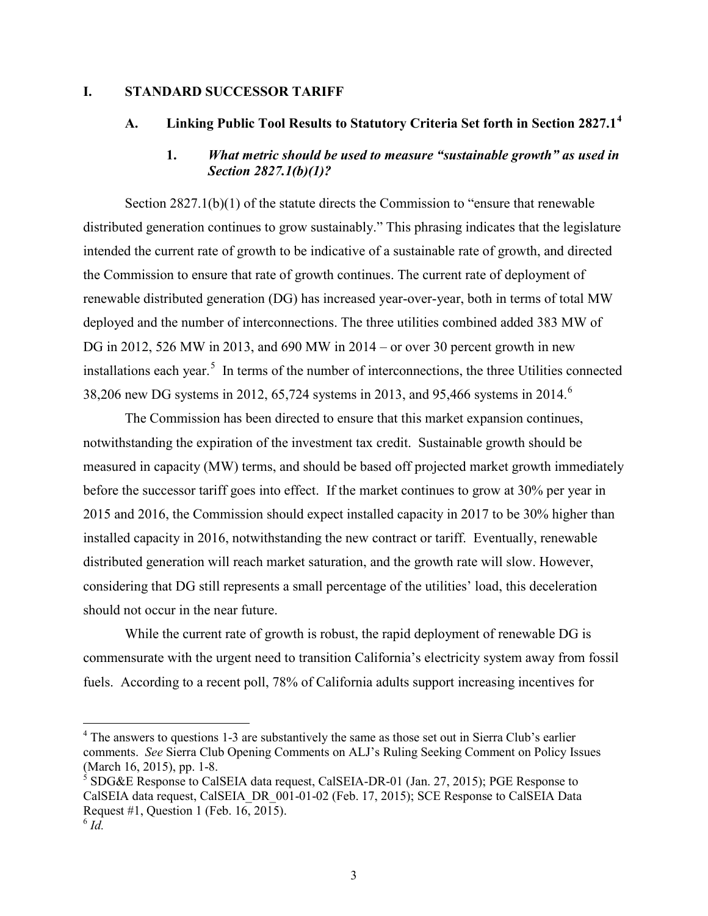## I. STANDARD SUCCESSOR TARIFF

### A. Linking Public Tool Results to Statutory Criteria Set forth in Section 2827.1[4]

#### 1. *What metric should be used to measure "sustainable growth" as used in Section 2827.1(b)(1)?*

Section 2827.1(b)(1) of the statute directs the Commission to "ensure that renewable distributed generation continues to grow sustainably." This phrasing indicates that the legislature intended the current rate of growth to be indicative of a sustainable rate of growth, and directed the Commission to ensure that rate of growth continues. The current rate of deployment of renewable distributed generation (DG) has increased year-over-year, both in terms of total MW deployed and the number of interconnections. The three utilities combined added 383 MW of DG in 2012, 526 MW in 2013, and 690 MW in 2014 – or over 30 percent growth in new installations each year.[5] In terms of the number of interconnections, the three Utilities connected 38,206 new DG systems in 2012, 65,724 systems in 2013, and 95,466 systems in 2014.[6]

The Commission has been directed to ensure that this market expansion continues, notwithstanding the expiration of the investment tax credit. Sustainable growth should be measured in capacity (MW) terms, and should be based off projected market growth immediately before the successor tariff goes into effect. If the market continues to grow at 30% per year in 2015 and 2016, the Commission should expect installed capacity in 2017 to be 30% higher than installed capacity in 2016, notwithstanding the new contract or tariff. Eventually, renewable distributed generation will reach market saturation, and the growth rate will slow. However, considering that DG still represents a small percentage of the utilities' load, this deceleration should not occur in the near future.

While the current rate of growth is robust, the rapid deployment of renewable DG is commensurate with the urgent need to transition California's electricity system away from fossil fuels. According to a recent poll, 78% of California adults support increasing incentives for

---

[4] The answers to questions 1-3 are substantively the same as those set out in Sierra Club's earlier comments. *See* Sierra Club Opening Comments on ALJ's Ruling Seeking Comment on Policy Issues (March 16, 2015), pp. 1-8.

[5] SDG&E Response to CalSEIA data request, CalSEIA-DR-01 (Jan. 27, 2015); PGE Response to CalSEIA data request, CalSEIA_DR_001-01-02 (Feb. 17, 2015); SCE Response to CalSEIA Data Request #1, Question 1 (Feb. 16, 2015).

[6] *Id.*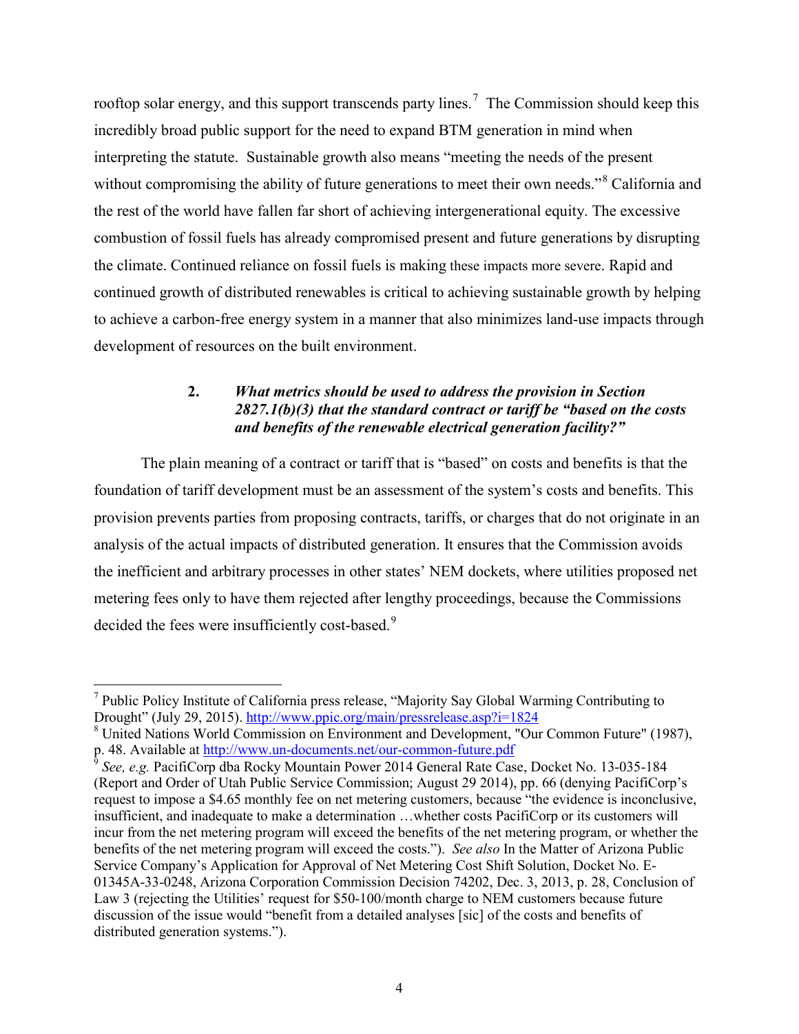rooftop solar energy, and this support transcends party lines.[7] The Commission should keep this incredibly broad public support for the need to expand BTM generation in mind when interpreting the statute. Sustainable growth also means "meeting the needs of the present without compromising the ability of future generations to meet their own needs."[8] California and the rest of the world have fallen far short of achieving intergenerational equity. The excessive combustion of fossil fuels has already compromised present and future generations by disrupting the climate. Continued reliance on fossil fuels is making these impacts more severe. Rapid and continued growth of distributed renewables is critical to achieving sustainable growth by helping to achieve a carbon-free energy system in a manner that also minimizes land-use impacts through development of resources on the built environment.

### 2. *What metrics should be used to address the provision in Section 2827.1(b)(3) that the standard contract or tariff be "based on the costs and benefits of the renewable electrical generation facility?"*

The plain meaning of a contract or tariff that is "based" on costs and benefits is that the foundation of tariff development must be an assessment of the system's costs and benefits. This provision prevents parties from proposing contracts, tariffs, or charges that do not originate in an analysis of the actual impacts of distributed generation. It ensures that the Commission avoids the inefficient and arbitrary processes in other states' NEM dockets, where utilities proposed net metering fees only to have them rejected after lengthy proceedings, because the Commissions decided the fees were insufficiently cost-based.[9]

---

[7] Public Policy Institute of California press release, "Majority Say Global Warming Contributing to Drought" (July 29, 2015). http://www.ppic.org/main/pressrelease.asp?i=1824

[8] United Nations World Commission on Environment and Development, "Our Common Future" (1987), p. 48. Available at http://www.un-documents.net/our-common-future.pdf

[9] *See, e.g.* PacifiCorp dba Rocky Mountain Power 2014 General Rate Case, Docket No. 13-035-184 (Report and Order of Utah Public Service Commission; August 29 2014), pp. 66 (denying PacifiCorp's request to impose a $4.65 monthly fee on net metering customers, because "the evidence is inconclusive, insufficient, and inadequate to make a determination …whether costs PacifiCorp or its customers will incur from the net metering program will exceed the benefits of the net metering program, or whether the benefits of the net metering program will exceed the costs."). *See also* In the Matter of Arizona Public Service Company's Application for Approval of Net Metering Cost Shift Solution, Docket No. E-01345A-33-0248, Arizona Corporation Commission Decision 74202, Dec. 3, 2013, p. 28, Conclusion of Law 3 (rejecting the Utilities' request for $50-100/month charge to NEM customers because future discussion of the issue would "benefit from a detailed analyses [sic] of the costs and benefits of distributed generation systems.").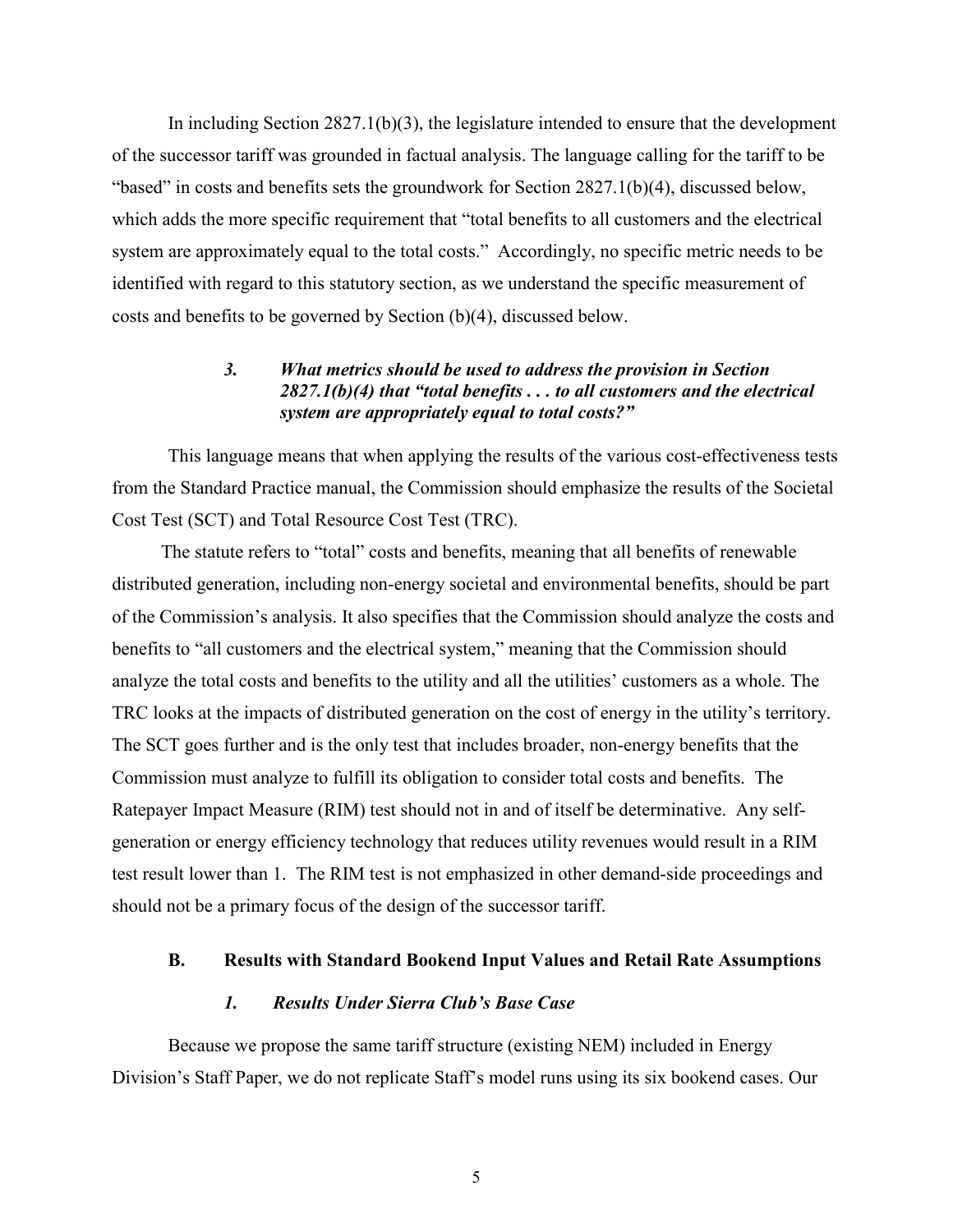In including Section 2827.1(b)(3), the legislature intended to ensure that the development of the successor tariff was grounded in factual analysis. The language calling for the tariff to be "based" in costs and benefits sets the groundwork for Section 2827.1(b)(4), discussed below, which adds the more specific requirement that "total benefits to all customers and the electrical system are approximately equal to the total costs." Accordingly, no specific metric needs to be identified with regard to this statutory section, as we understand the specific measurement of costs and benefits to be governed by Section (b)(4), discussed below.

#### *3. What metrics should be used to address the provision in Section 2827.1(b)(4) that "total benefits . . . to all customers and the electrical system are appropriately equal to total costs?"*

This language means that when applying the results of the various cost-effectiveness tests from the Standard Practice manual, the Commission should emphasize the results of the Societal Cost Test (SCT) and Total Resource Cost Test (TRC).

The statute refers to "total" costs and benefits, meaning that all benefits of renewable distributed generation, including non-energy societal and environmental benefits, should be part of the Commission's analysis. It also specifies that the Commission should analyze the costs and benefits to "all customers and the electrical system," meaning that the Commission should analyze the total costs and benefits to the utility and all the utilities' customers as a whole. The TRC looks at the impacts of distributed generation on the cost of energy in the utility's territory. The SCT goes further and is the only test that includes broader, non-energy benefits that the Commission must analyze to fulfill its obligation to consider total costs and benefits. The Ratepayer Impact Measure (RIM) test should not in and of itself be determinative. Any self-generation or energy efficiency technology that reduces utility revenues would result in a RIM test result lower than 1. The RIM test is not emphasized in other demand-side proceedings and should not be a primary focus of the design of the successor tariff.

### B. Results with Standard Bookend Input Values and Retail Rate Assumptions

#### *1. Results Under Sierra Club's Base Case*

Because we propose the same tariff structure (existing NEM) included in Energy Division's Staff Paper, we do not replicate Staff's model runs using its six bookend cases. Our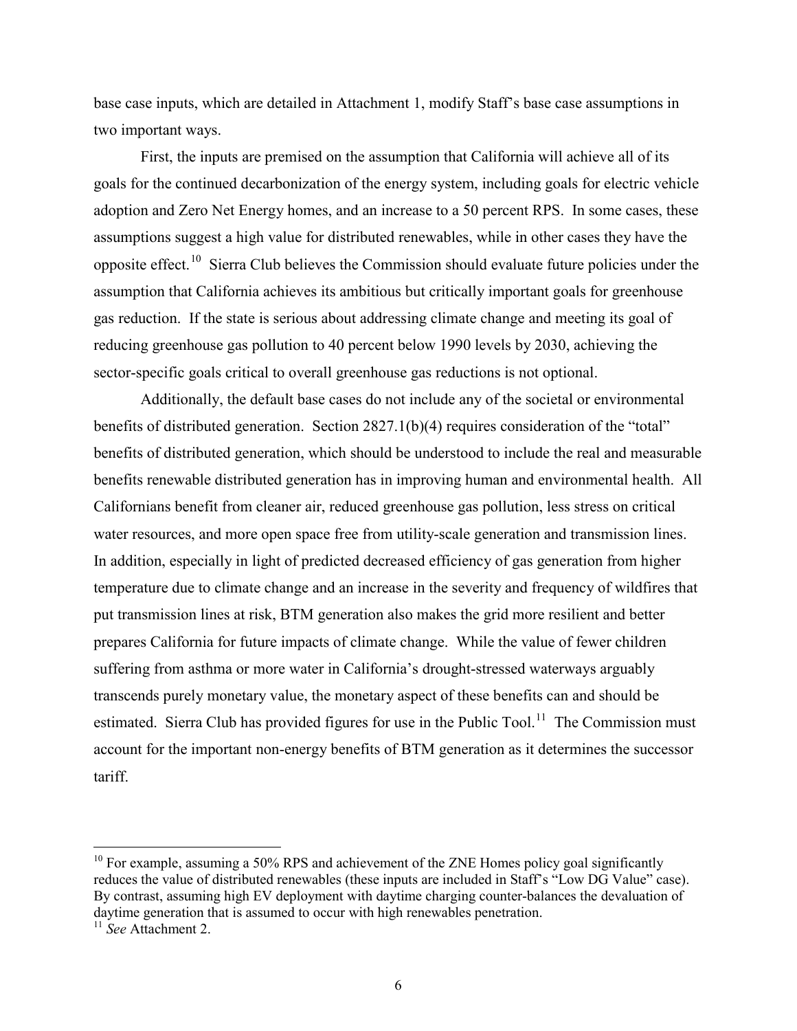base case inputs, which are detailed in Attachment 1, modify Staff's base case assumptions in two important ways.

First, the inputs are premised on the assumption that California will achieve all of its goals for the continued decarbonization of the energy system, including goals for electric vehicle adoption and Zero Net Energy homes, and an increase to a 50 percent RPS. In some cases, these assumptions suggest a high value for distributed renewables, while in other cases they have the opposite effect.[10] Sierra Club believes the Commission should evaluate future policies under the assumption that California achieves its ambitious but critically important goals for greenhouse gas reduction. If the state is serious about addressing climate change and meeting its goal of reducing greenhouse gas pollution to 40 percent below 1990 levels by 2030, achieving the sector-specific goals critical to overall greenhouse gas reductions is not optional.

Additionally, the default base cases do not include any of the societal or environmental benefits of distributed generation. Section 2827.1(b)(4) requires consideration of the "total" benefits of distributed generation, which should be understood to include the real and measurable benefits renewable distributed generation has in improving human and environmental health. All Californians benefit from cleaner air, reduced greenhouse gas pollution, less stress on critical water resources, and more open space free from utility-scale generation and transmission lines. In addition, especially in light of predicted decreased efficiency of gas generation from higher temperature due to climate change and an increase in the severity and frequency of wildfires that put transmission lines at risk, BTM generation also makes the grid more resilient and better prepares California for future impacts of climate change. While the value of fewer children suffering from asthma or more water in California's drought-stressed waterways arguably transcends purely monetary value, the monetary aspect of these benefits can and should be estimated. Sierra Club has provided figures for use in the Public Tool.[11] The Commission must account for the important non-energy benefits of BTM generation as it determines the successor tariff.

---

[10] For example, assuming a 50% RPS and achievement of the ZNE Homes policy goal significantly reduces the value of distributed renewables (these inputs are included in Staff's "Low DG Value" case). By contrast, assuming high EV deployment with daytime charging counter-balances the devaluation of daytime generation that is assumed to occur with high renewables penetration.

[11] *See* Attachment 2.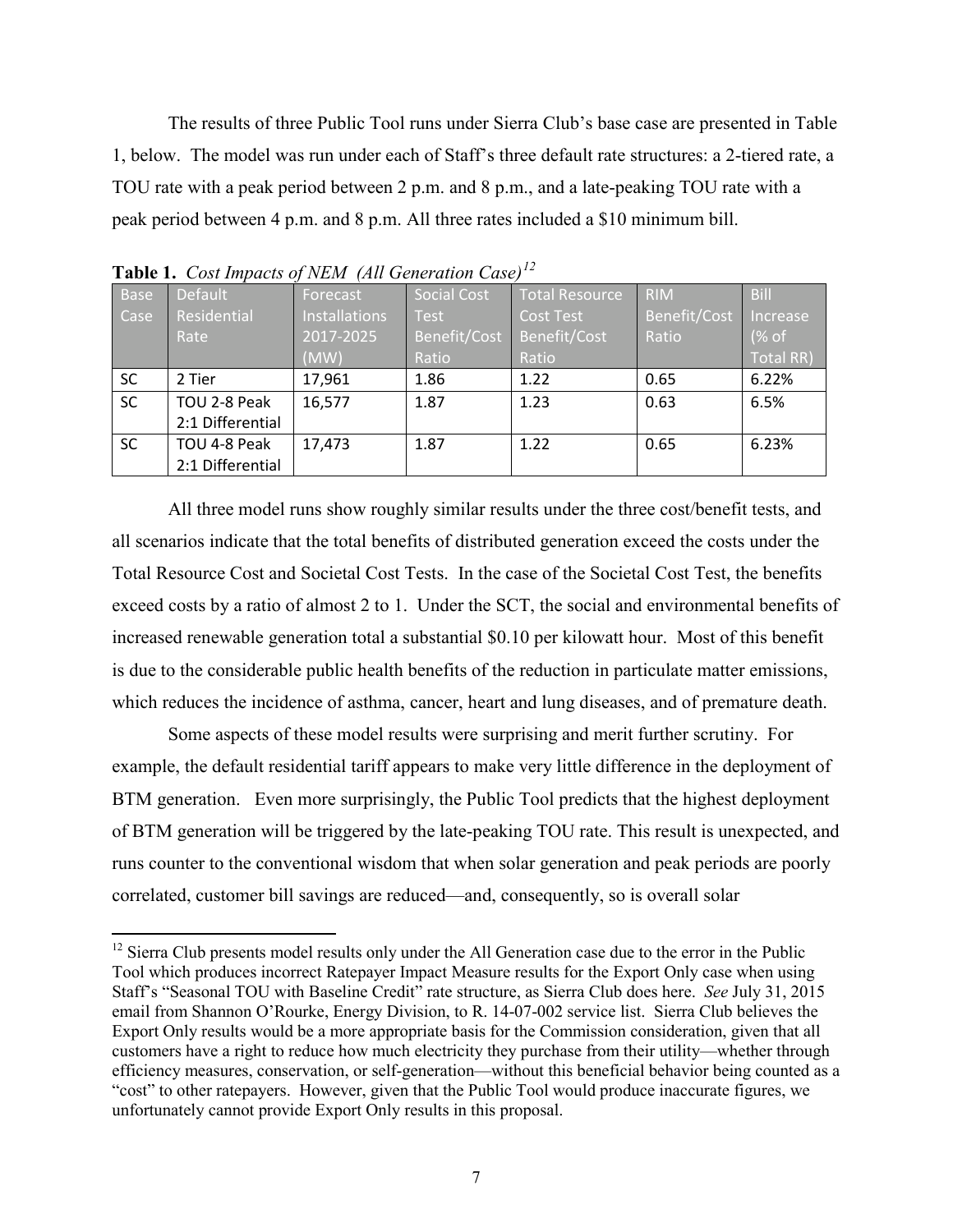The results of three Public Tool runs under Sierra Club's base case are presented in Table 1, below. The model was run under each of Staff's three default rate structures: a 2-tiered rate, a TOU rate with a peak period between 2 p.m. and 8 p.m., and a late-peaking TOU rate with a peak period between 4 p.m. and 8 p.m. All three rates included a $10 minimum bill.

**Table 1.** *Cost Impacts of NEM (All Generation Case)*[12]

| Base Case | Default Residential Rate | Forecast Installations 2017-2025 (MW) | Social Cost Test Benefit/Cost Ratio | Total Resource Cost Test Benefit/Cost Ratio | RIM Benefit/Cost Ratio | Bill Increase (% of Total RR) |
|---|---|---|---|---|---|---|
| SC | 2 Tier | 17,961 | 1.86 | 1.22 | 0.65 | 6.22% |
| SC | TOU 2-8 Peak 2:1 Differential | 16,577 | 1.87 | 1.23 | 0.63 | 6.5% |
| SC | TOU 4-8 Peak 2:1 Differential | 17,473 | 1.87 | 1.22 | 0.65 | 6.23% |

All three model runs show roughly similar results under the three cost/benefit tests, and all scenarios indicate that the total benefits of distributed generation exceed the costs under the Total Resource Cost and Societal Cost Tests. In the case of the Societal Cost Test, the benefits exceed costs by a ratio of almost 2 to 1. Under the SCT, the social and environmental benefits of increased renewable generation total a substantial $0.10 per kilowatt hour. Most of this benefit is due to the considerable public health benefits of the reduction in particulate matter emissions, which reduces the incidence of asthma, cancer, heart and lung diseases, and of premature death.

Some aspects of these model results were surprising and merit further scrutiny. For example, the default residential tariff appears to make very little difference in the deployment of BTM generation. Even more surprisingly, the Public Tool predicts that the highest deployment of BTM generation will be triggered by the late-peaking TOU rate. This result is unexpected, and runs counter to the conventional wisdom that when solar generation and peak periods are poorly correlated, customer bill savings are reduced—and, consequently, so is overall solar

[12] Sierra Club presents model results only under the All Generation case due to the error in the Public Tool which produces incorrect Ratepayer Impact Measure results for the Export Only case when using Staff's "Seasonal TOU with Baseline Credit" rate structure, as Sierra Club does here. *See* July 31, 2015 email from Shannon O'Rourke, Energy Division, to R. 14-07-002 service list. Sierra Club believes the Export Only results would be a more appropriate basis for the Commission consideration, given that all customers have a right to reduce how much electricity they purchase from their utility—whether through efficiency measures, conservation, or self-generation—without this beneficial behavior being counted as a "cost" to other ratepayers. However, given that the Public Tool would produce inaccurate figures, we unfortunately cannot provide Export Only results in this proposal.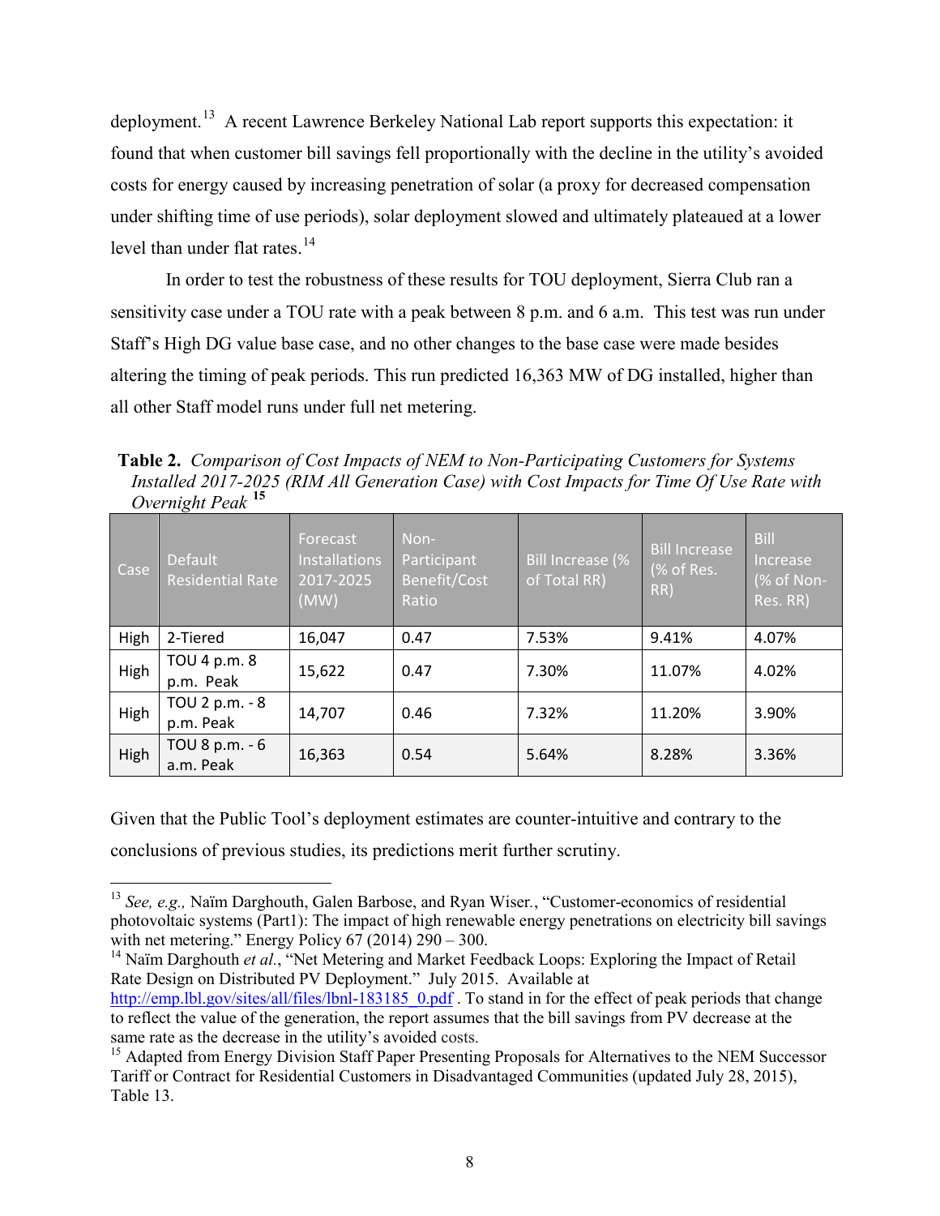deployment.[13] A recent Lawrence Berkeley National Lab report supports this expectation: it found that when customer bill savings fell proportionally with the decline in the utility's avoided costs for energy caused by increasing penetration of solar (a proxy for decreased compensation under shifting time of use periods), solar deployment slowed and ultimately plateaued at a lower level than under flat rates.[14]

In order to test the robustness of these results for TOU deployment, Sierra Club ran a sensitivity case under a TOU rate with a peak between 8 p.m. and 6 a.m. This test was run under Staff's High DG value base case, and no other changes to the base case were made besides altering the timing of peak periods. This run predicted 16,363 MW of DG installed, higher than all other Staff model runs under full net metering.

**Table 2.** *Comparison of Cost Impacts of NEM to Non-Participating Customers for Systems Installed 2017-2025 (RIM All Generation Case) with Cost Impacts for Time Of Use Rate with Overnight Peak* [15]

| Case | Default Residential Rate | Forecast Installations 2017-2025 (MW) | Non-Participant Benefit/Cost Ratio | Bill Increase (% of Total RR) | Bill Increase (% of Res. RR) | Bill Increase (% of Non-Res. RR) |
|---|---|---|---|---|---|---|
| High | 2-Tiered | 16,047 | 0.47 | 7.53% | 9.41% | 4.07% |
| High | TOU 4 p.m. 8 p.m. Peak | 15,622 | 0.47 | 7.30% | 11.07% | 4.02% |
| High | TOU 2 p.m. - 8 p.m. Peak | 14,707 | 0.46 | 7.32% | 11.20% | 3.90% |
| High | TOU 8 p.m. - 6 a.m. Peak | 16,363 | 0.54 | 5.64% | 8.28% | 3.36% |

Given that the Public Tool's deployment estimates are counter-intuitive and contrary to the conclusions of previous studies, its predictions merit further scrutiny.

---

[13] *See, e.g.,* Naïm Darghouth, Galen Barbose, and Ryan Wiser., "Customer-economics of residential photovoltaic systems (Part1): The impact of high renewable energy penetrations on electricity bill savings with net metering." Energy Policy 67 (2014) 290 – 300.

[14] Naïm Darghouth *et al.*, "Net Metering and Market Feedback Loops: Exploring the Impact of Retail Rate Design on Distributed PV Deployment." July 2015. Available at http://emp.lbl.gov/sites/all/files/lbnl-183185_0.pdf . To stand in for the effect of peak periods that change to reflect the value of the generation, the report assumes that the bill savings from PV decrease at the same rate as the decrease in the utility's avoided costs.

[15] Adapted from Energy Division Staff Paper Presenting Proposals for Alternatives to the NEM Successor Tariff or Contract for Residential Customers in Disadvantaged Communities (updated July 28, 2015), Table 13.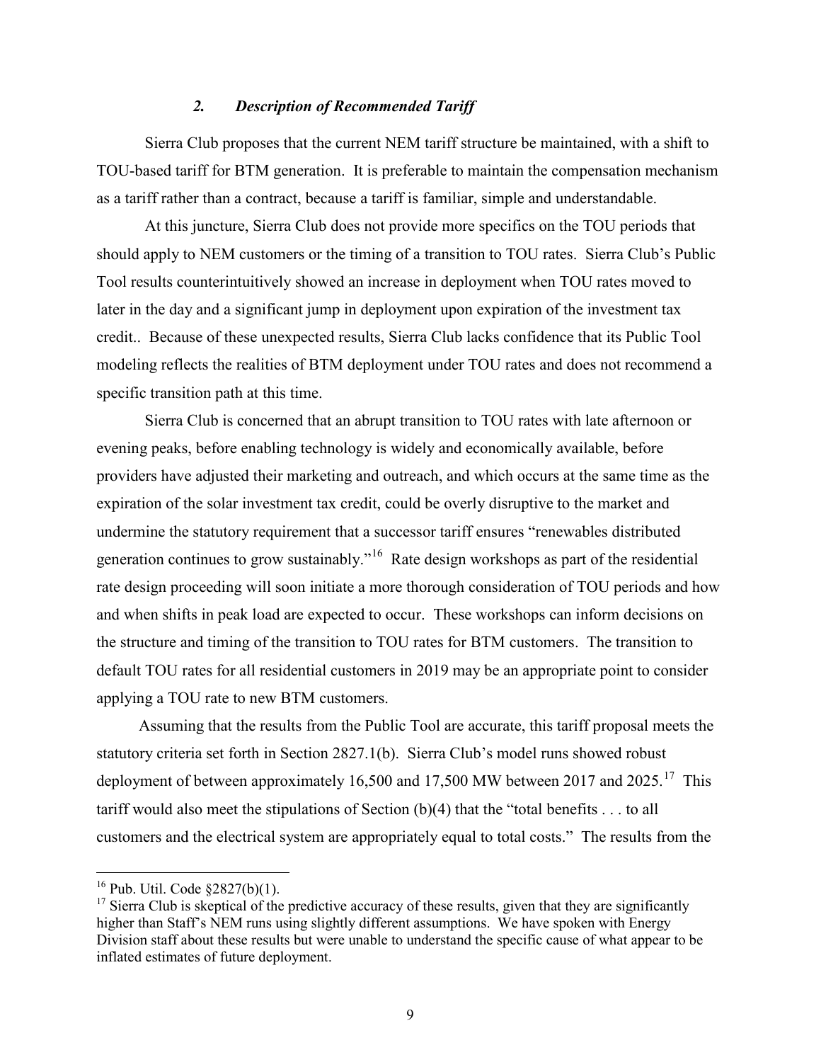### *2. Description of Recommended Tariff*

Sierra Club proposes that the current NEM tariff structure be maintained, with a shift to TOU-based tariff for BTM generation. It is preferable to maintain the compensation mechanism as a tariff rather than a contract, because a tariff is familiar, simple and understandable.

At this juncture, Sierra Club does not provide more specifics on the TOU periods that should apply to NEM customers or the timing of a transition to TOU rates. Sierra Club's Public Tool results counterintuitively showed an increase in deployment when TOU rates moved to later in the day and a significant jump in deployment upon expiration of the investment tax credit.. Because of these unexpected results, Sierra Club lacks confidence that its Public Tool modeling reflects the realities of BTM deployment under TOU rates and does not recommend a specific transition path at this time.

Sierra Club is concerned that an abrupt transition to TOU rates with late afternoon or evening peaks, before enabling technology is widely and economically available, before providers have adjusted their marketing and outreach, and which occurs at the same time as the expiration of the solar investment tax credit, could be overly disruptive to the market and undermine the statutory requirement that a successor tariff ensures "renewables distributed generation continues to grow sustainably."[16] Rate design workshops as part of the residential rate design proceeding will soon initiate a more thorough consideration of TOU periods and how and when shifts in peak load are expected to occur. These workshops can inform decisions on the structure and timing of the transition to TOU rates for BTM customers. The transition to default TOU rates for all residential customers in 2019 may be an appropriate point to consider applying a TOU rate to new BTM customers.

Assuming that the results from the Public Tool are accurate, this tariff proposal meets the statutory criteria set forth in Section 2827.1(b). Sierra Club's model runs showed robust deployment of between approximately 16,500 and 17,500 MW between 2017 and 2025.[17] This tariff would also meet the stipulations of Section (b)(4) that the "total benefits . . . to all customers and the electrical system are appropriately equal to total costs." The results from the

---

[16] Pub. Util. Code §2827(b)(1).

[17] Sierra Club is skeptical of the predictive accuracy of these results, given that they are significantly higher than Staff's NEM runs using slightly different assumptions. We have spoken with Energy Division staff about these results but were unable to understand the specific cause of what appear to be inflated estimates of future deployment.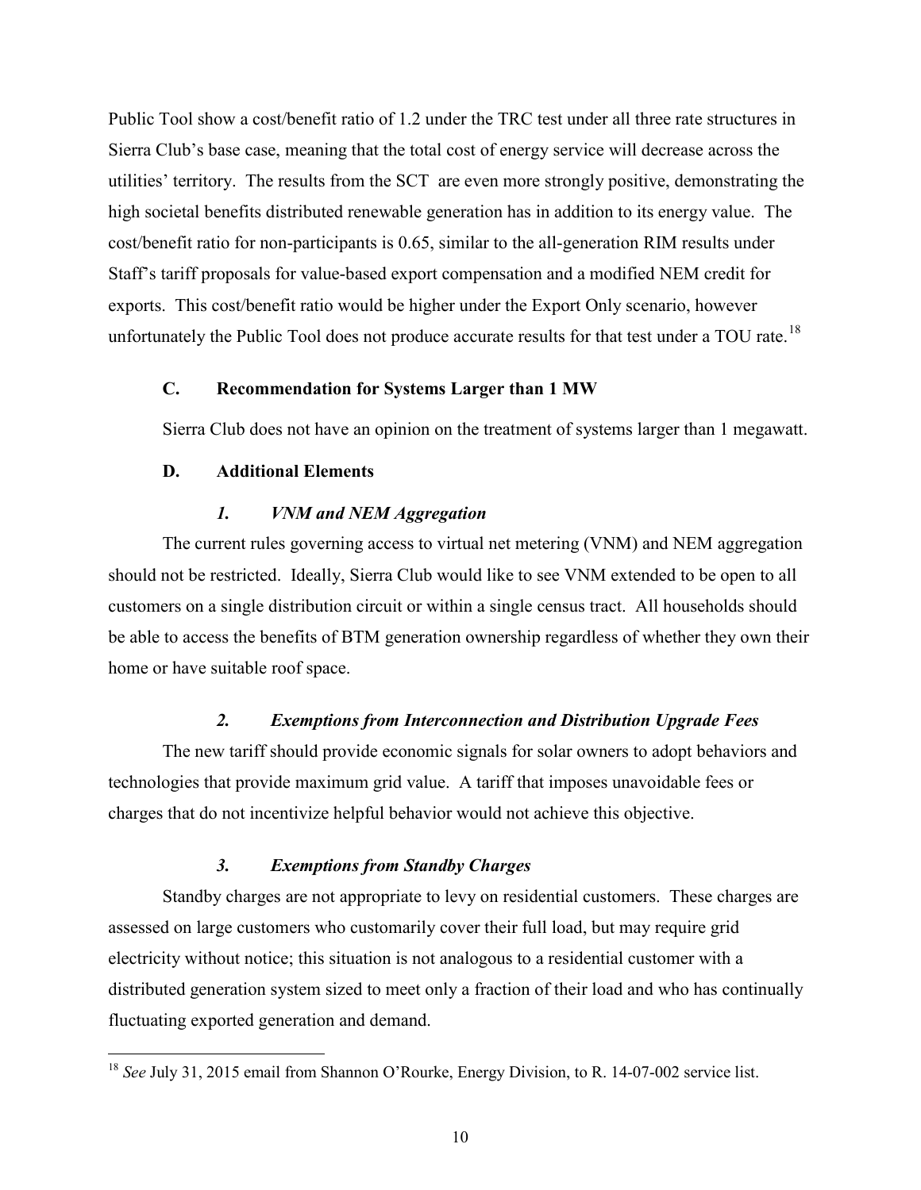Public Tool show a cost/benefit ratio of 1.2 under the TRC test under all three rate structures in Sierra Club's base case, meaning that the total cost of energy service will decrease across the utilities' territory. The results from the SCT are even more strongly positive, demonstrating the high societal benefits distributed renewable generation has in addition to its energy value. The cost/benefit ratio for non-participants is 0.65, similar to the all-generation RIM results under Staff's tariff proposals for value-based export compensation and a modified NEM credit for exports. This cost/benefit ratio would be higher under the Export Only scenario, however unfortunately the Public Tool does not produce accurate results for that test under a TOU rate.[18]

### C. Recommendation for Systems Larger than 1 MW

Sierra Club does not have an opinion on the treatment of systems larger than 1 megawatt.

### D. Additional Elements

#### *1. VNM and NEM Aggregation*

The current rules governing access to virtual net metering (VNM) and NEM aggregation should not be restricted. Ideally, Sierra Club would like to see VNM extended to be open to all customers on a single distribution circuit or within a single census tract. All households should be able to access the benefits of BTM generation ownership regardless of whether they own their home or have suitable roof space.

#### *2. Exemptions from Interconnection and Distribution Upgrade Fees*

The new tariff should provide economic signals for solar owners to adopt behaviors and technologies that provide maximum grid value. A tariff that imposes unavoidable fees or charges that do not incentivize helpful behavior would not achieve this objective.

#### *3. Exemptions from Standby Charges*

Standby charges are not appropriate to levy on residential customers. These charges are assessed on large customers who customarily cover their full load, but may require grid electricity without notice; this situation is not analogous to a residential customer with a distributed generation system sized to meet only a fraction of their load and who has continually fluctuating exported generation and demand.

---

[18] *See* July 31, 2015 email from Shannon O'Rourke, Energy Division, to R. 14-07-002 service list.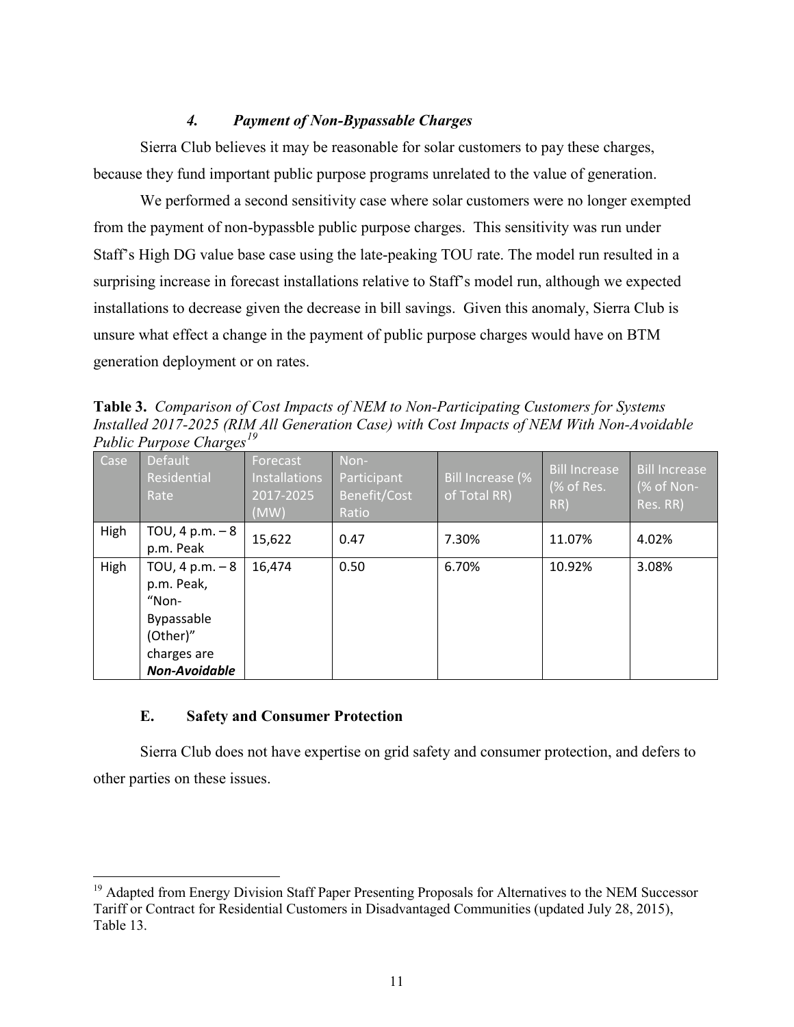#### *4. Payment of Non-Bypassable Charges*

Sierra Club believes it may be reasonable for solar customers to pay these charges, because they fund important public purpose programs unrelated to the value of generation.

We performed a second sensitivity case where solar customers were no longer exempted from the payment of non-bypassble public purpose charges. This sensitivity was run under Staff's High DG value base case using the late-peaking TOU rate. The model run resulted in a surprising increase in forecast installations relative to Staff's model run, although we expected installations to decrease given the decrease in bill savings. Given this anomaly, Sierra Club is unsure what effect a change in the payment of public purpose charges would have on BTM generation deployment or on rates.

**Table 3.** *Comparison of Cost Impacts of NEM to Non-Participating Customers for Systems Installed 2017-2025 (RIM All Generation Case) with Cost Impacts of NEM With Non-Avoidable Public Purpose Charges*[19]

| Case | Default Residential Rate | Forecast Installations 2017-2025 (MW) | Non-Participant Benefit/Cost Ratio | Bill Increase (% of Total RR) | Bill Increase (% of Res. RR) | Bill Increase (% of Non-Res. RR) |
|---|---|---|---|---|---|---|
| High | TOU, 4 p.m. – 8 p.m. Peak | 15,622 | 0.47 | 7.30% | 11.07% | 4.02% |
| High | TOU, 4 p.m. – 8 p.m. Peak, "Non-Bypassable (Other)" charges are ***Non-Avoidable*** | 16,474 | 0.50 | 6.70% | 10.92% | 3.08% |

### E. Safety and Consumer Protection

Sierra Club does not have expertise on grid safety and consumer protection, and defers to other parties on these issues.

---

[19] Adapted from Energy Division Staff Paper Presenting Proposals for Alternatives to the NEM Successor Tariff or Contract for Residential Customers in Disadvantaged Communities (updated July 28, 2015), Table 13.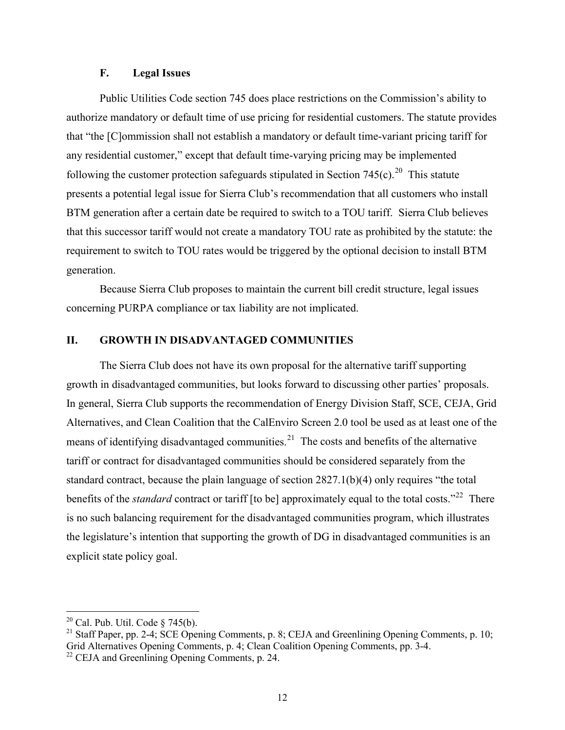### F. Legal Issues

Public Utilities Code section 745 does place restrictions on the Commission's ability to authorize mandatory or default time of use pricing for residential customers. The statute provides that "the [C]ommission shall not establish a mandatory or default time-variant pricing tariff for any residential customer," except that default time-varying pricing may be implemented following the customer protection safeguards stipulated in Section 745(c).[20] This statute presents a potential legal issue for Sierra Club's recommendation that all customers who install BTM generation after a certain date be required to switch to a TOU tariff. Sierra Club believes that this successor tariff would not create a mandatory TOU rate as prohibited by the statute: the requirement to switch to TOU rates would be triggered by the optional decision to install BTM generation.

Because Sierra Club proposes to maintain the current bill credit structure, legal issues concerning PURPA compliance or tax liability are not implicated.

## II. GROWTH IN DISADVANTAGED COMMUNITIES

The Sierra Club does not have its own proposal for the alternative tariff supporting growth in disadvantaged communities, but looks forward to discussing other parties' proposals. In general, Sierra Club supports the recommendation of Energy Division Staff, SCE, CEJA, Grid Alternatives, and Clean Coalition that the CalEnviro Screen 2.0 tool be used as at least one of the means of identifying disadvantaged communities.[21] The costs and benefits of the alternative tariff or contract for disadvantaged communities should be considered separately from the standard contract, because the plain language of section 2827.1(b)(4) only requires "the total benefits of the *standard* contract or tariff [to be] approximately equal to the total costs."[22] There is no such balancing requirement for the disadvantaged communities program, which illustrates the legislature's intention that supporting the growth of DG in disadvantaged communities is an explicit state policy goal.

---

[20] Cal. Pub. Util. Code § 745(b).

[21] Staff Paper, pp. 2-4; SCE Opening Comments, p. 8; CEJA and Greenlining Opening Comments, p. 10; Grid Alternatives Opening Comments, p. 4; Clean Coalition Opening Comments, pp. 3-4.

[22] CEJA and Greenlining Opening Comments, p. 24.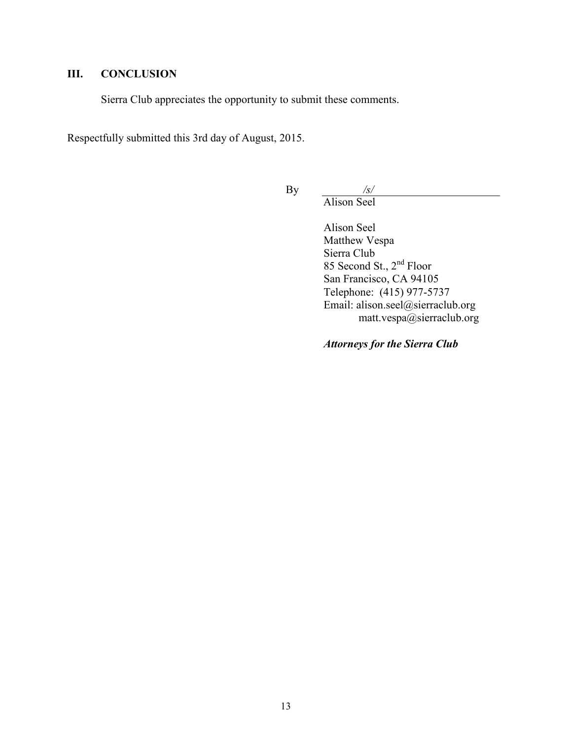## III. CONCLUSION

Sierra Club appreciates the opportunity to submit these comments.

Respectfully submitted this 3rd day of August, 2015.

By */s/*

Alison Seel

Alison Seel
Matthew Vespa
Sierra Club
85 Second St., 2nd Floor
San Francisco, CA 94105
Telephone: (415) 977-5737
Email: alison.seel@sierraclub.org
matt.vespa@sierraclub.org

***Attorneys for the Sierra Club***